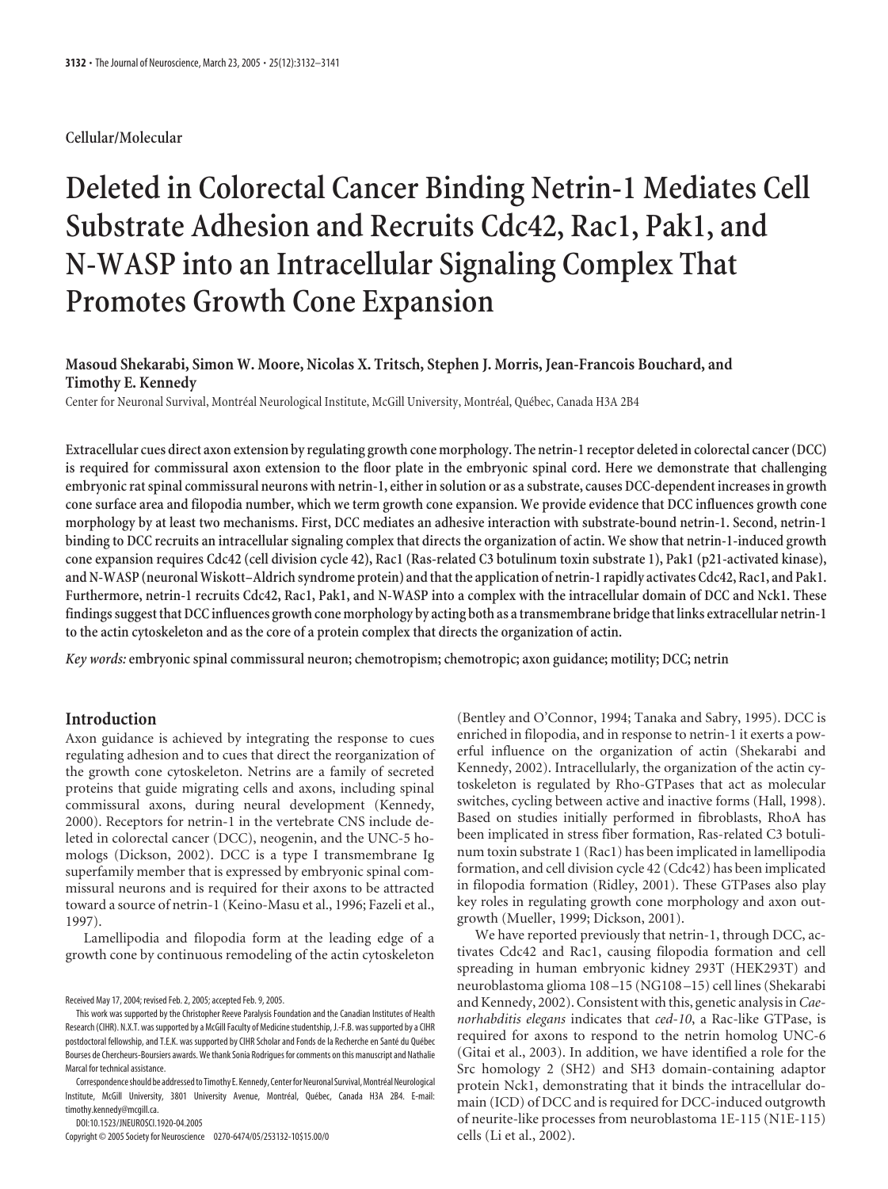Cellular/Molecular

# Deleted in Colorectal Cancer Binding Netrin-1 Mediates Cell Substrate Adhesion and Recruits Cdc42, Rac1, Pak1, and N-WASP into an Intracellular Signaling Complex That Promotes Growth Cone Expansion

**Masoud Shekarabi, Simon W. Moore, Nicolas X. Tritsch, Stephen J. Morris, Jean-Francois Bouchard, and Timothy E. Kennedy**

Center for Neuronal Survival, Montréal Neurological Institute, McGill University, Montréal, Québec, Canada H3A 2B4

**Extracellular cues direct axon extension by regulating growth cone morphology. The netrin-1 receptor deleted in colorectal cancer (DCC) is required for commissural axon extension to the floor plate in the embryonic spinal cord. Here we demonstrate that challenging embryonic rat spinal commissural neurons with netrin-1, either in solution or as a substrate, causes DCC-dependent increases in growth cone surface area and filopodia number, which we term growth cone expansion. We provide evidence that DCC influences growth cone morphology by at least two mechanisms. First, DCC mediates an adhesive interaction with substrate-bound netrin-1. Second, netrin-1 binding to DCC recruits an intracellular signaling complex that directs the organization of actin. We show that netrin-1-induced growth cone expansion requires Cdc42 (cell division cycle 42), Rac1 (Ras-related C3 botulinum toxin substrate 1), Pak1 (p21-activated kinase), and N-WASP (neuronal Wiskott–Aldrich syndrome protein) and that the application of netrin-1 rapidly activates Cdc42, Rac1, and Pak1. Furthermore, netrin-1 recruits Cdc42, Rac1, Pak1, and N-WASP into a complex with the intracellular domain of DCC and Nck1. These findings suggest that DCC influences growth cone morphology by acting both as a transmembrane bridge that links extracellular netrin-1 to the actin cytoskeleton and as the core of a protein complex that directs the organization of actin.**

*Key words:* **embryonic spinal commissural neuron; chemotropism; chemotropic; axon guidance; motility; DCC; netrin**

## Introduction

Axon guidance is achieved by integrating the response to cues regulating adhesion and to cues that direct the reorganization of the growth cone cytoskeleton. Netrins are a family of secreted proteins that guide migrating cells and axons, including spinal commissural axons, during neural development (Kennedy, 2000). Receptors for netrin-1 in the vertebrate CNS include deleted in colorectal cancer (DCC), neogenin, and the UNC-5 homologs (Dickson, 2002). DCC is a type I transmembrane Ig superfamily member that is expressed by embryonic spinal commissural neurons and is required for their axons to be attracted toward a source of netrin-1 (Keino-Masu et al., 1996; Fazeli et al., 1997).

Lamellipodia and filopodia form at the leading edge of a growth cone by continuous remodeling of the actin cytoskeleton (Bentley and O'Connor, 1994; Tanaka and Sabry, 1995). DCC is enriched in filopodia, and in response to netrin-1 it exerts a powerful influence on the organization of actin (Shekarabi and Kennedy, 2002). Intracellularly, the organization of the actin cytoskeleton is regulated by Rho-GTPases that act as molecular switches, cycling between active and inactive forms (Hall, 1998). Based on studies initially performed in fibroblasts, RhoA has been implicated in stress fiber formation, Ras-related C3 botulinum toxin substrate 1 (Rac1) has been implicated in lamellipodia formation, and cell division cycle 42 (Cdc42) has been implicated in filopodia formation (Ridley, 2001). These GTPases also play key roles in regulating growth cone morphology and axon outgrowth (Mueller, 1999; Dickson, 2001).

We have reported previously that netrin-1, through DCC, activates Cdc42 and Rac1, causing filopodia formation and cell spreading in human embryonic kidney 293T (HEK293T) and neuroblastoma glioma 108–15 (NG108–15) cell lines (Shekarabi and Kennedy, 2002). Consistent with this, genetic analysis in *Caenorhabditis elegans* indicates that *ced-10*, a Rac-like GTPase, is required for axons to respond to the netrin homolog UNC-6 (Gitai et al., 2003). In addition, we have identified a role for the Src homology 2 (SH2) and SH3 domain-containing adaptor protein Nck1, demonstrating that it binds the intracellular domain (ICD) of DCC and is required for DCC-induced outgrowth of neurite-like processes from neuroblastoma 1E-115 (N1E-115) cells (Li et al., 2002).

Received May 17, 2004; revised Feb. 2, 2005; accepted Feb. 9, 2005.

This work was supported by the Christopher Reeve Paralysis Foundation and the Canadian Institutes of Health Research (CIHR). N.X.T. was supported by a McGill Faculty of Medicine studentship, J.-F.B. was supported by a CIHR postdoctoral fellowship, and T.E.K. was supported by CIHR Scholar and Fonds de la Recherche en Santé du Québec Bourses de Chercheurs-Boursiers awards. We thank Sonia Rodrigues for comments on this manuscript and Nathalie Marcal for technical assistance.

Correspondence should be addressed to Timothy E. Kennedy, Center for Neuronal Survival, Montréal Neurological Institute, McGill University, 3801 University Avenue, Montréal, Québec, Canada H3A 2B4. E-mail: timothy.kennedy@mcgill.ca.

DOI:10.1523/JNEUROSCI.1920-04.2005

Copyright © 2005 Society for Neuroscience 0270-6474/05/253132-10$15.00/0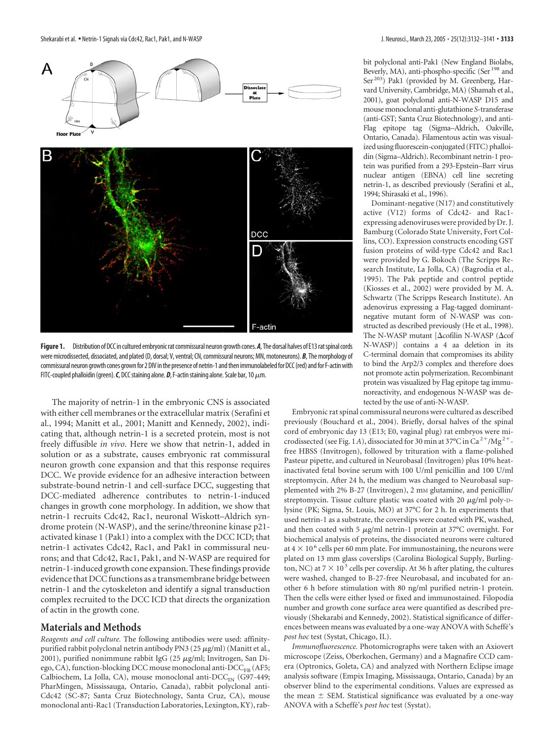**Figure 1.** Distribution of DCC in cultured embryonic rat commissural neuron growth cones. ***A***, The dorsal halves of E13 rat spinal cords were microdissected, dissociated, and plated (D, dorsal; V, ventral; CN, commissural neurons; MN, motoneurons). ***B***, The morphology of commissural neuron growth cones grown for 2 DIV in the presence of netrin-1 and then immunolabeled for DCC (red) and for F-actin with FITC-coupled phalloidin (green). ***C***, DCC staining alone. ***D***, F-actin staining alone. Scale bar, 10 $\mu$m.

The majority of netrin-1 in the embryonic CNS is associated with either cell membranes or the extracellular matrix (Serafini et al., 1994; Manitt et al., 2001; Manitt and Kennedy, 2002), indicating that, although netrin-1 is a secreted protein, most is not freely diffusible *in vivo*. Here we show that netrin-1, added in solution or as a substrate, causes embryonic rat commissural neuron growth cone expansion and that this response requires DCC. We provide evidence for an adhesive interaction between substrate-bound netrin-1 and cell-surface DCC, suggesting that DCC-mediated adherence contributes to netrin-1-induced changes in growth cone morphology. In addition, we show that netrin-1 recruits Cdc42, Rac1, neuronal Wiskott–Aldrich syndrome protein (N-WASP), and the serine/threonine kinase p21-activated kinase 1 (Pak1) into a complex with the DCC ICD; that netrin-1 activates Cdc42, Rac1, and Pak1 in commissural neurons; and that Cdc42, Rac1, Pak1, and N-WASP are required for netrin-1-induced growth cone expansion. These findings provide evidence that DCC functions as a transmembrane bridge between netrin-1 and the cytoskeleton and identify a signal transduction complex recruited to the DCC ICD that directs the organization of actin in the growth cone.

## Materials and Methods

*Reagents and cell culture.* The following antibodies were used: affinity-purified rabbit polyclonal netrin antibody PN3 (25 $\mu$g/ml) (Manitt et al., 2001), purified nonimmune rabbit IgG (25 $\mu$g/ml; Invitrogen, San Diego, CA), function-blocking DCC mouse monoclonal anti-$DCC_{FB}$ (AF5; Calbiochem, La Jolla, CA), mouse monoclonal anti-$DCC_{IN}$ (G97-449; PharMingen, Mississauga, Ontario, Canada), rabbit polyclonal anti-Cdc42 (SC-87; Santa Cruz Biotechnology, Santa Cruz, CA), mouse monoclonal anti-Rac1 (Transduction Laboratories, Lexington, KY), rabbit polyclonal anti-Pak1 (New England Biolabs, Beverly, MA), anti-phospho-specific ($Ser^{198}$ and $Ser^{203}$) Pak1 (provided by M. Greenberg, Harvard University, Cambridge, MA) (Shamah et al., 2001), goat polyclonal anti-N-WASP D15 and mouse monoclonal anti-glutathione *S*-transferase (anti-GST; Santa Cruz Biotechnology), and anti-Flag epitope tag (Sigma–Aldrich, Oakville, Ontario, Canada). Filamentous actin was visualized using fluorescein-conjugated (FITC) phalloidin (Sigma–Aldrich). Recombinant netrin-1 protein was purified from a 293-Epstein–Barr virus nuclear antigen (EBNA) cell line secreting netrin-1, as described previously (Serafini et al., 1994; Shirasaki et al., 1996).

Dominant-negative (N17) and constitutively active (V12) forms of Cdc42- and Rac1-expressing adenoviruses were provided by Dr. J. Bamburg (Colorado State University, Fort Collins, CO). Expression constructs encoding GST fusion proteins of wild-type Cdc42 and Rac1 were provided by G. Bokoch (The Scripps Research Institute, La Jolla, CA) (Bagrodia et al., 1995). The Pak peptide and control peptide (Kiosses et al., 2002) were provided by M. A. Schwartz (The Scripps Research Institute). An adenovirus expressing a Flag-tagged dominant-negative mutant form of N-WASP was constructed as described previously (He et al., 1998). The N-WASP mutant [$\Delta$cofilin N-WASP ($\Delta$cof N-WASP)] contains a 4 aa deletion in its C-terminal domain that compromises its ability to bind the Arp2/3 complex and therefore does not promote actin polymerization. Recombinant protein was visualized by Flag epitope tag immunoreactivity, and endogenous N-WASP was detected by the use of anti-N-WASP.

Embryonic rat spinal commissural neurons were cultured as described previously (Bouchard et al., 2004). Briefly, dorsal halves of the spinal cord of embryonic day 13 (E13; E0, vaginal plug) rat embryos were microdissected (see Fig. 1*A*), dissociated for 30 min at 37°C in $Ca^{2+}/Mg^{2+}$-free HBSS (Invitrogen), followed by trituration with a flame-polished Pasteur pipette, and cultured in Neurobasal (Invitrogen) plus 10% heat-inactivated fetal bovine serum with 100 U/ml penicillin and 100 U/ml streptomycin. After 24 h, the medium was changed to Neurobasal supplemented with 2% B-27 (Invitrogen), 2 mM glutamine, and penicillin/streptomycin. Tissue culture plastic was coated with 20 $\mu$g/ml poly-D-lysine (PK; Sigma, St. Louis, MO) at 37°C for 2 h. In experiments that used netrin-1 as a substrate, the coverslips were coated with PK, washed, and then coated with 5 $\mu$g/ml netrin-1 protein at 37°C overnight. For biochemical analysis of proteins, the dissociated neurons were cultured at $4 \times 10^6$ cells per 60 mm plate. For immunostaining, the neurons were plated on 13 mm glass coverslips (Carolina Biological Supply, Burlington, NC) at $7 \times 10^3$ cells per coverslip. At 36 h after plating, the cultures were washed, changed to B-27-free Neurobasal, and incubated for another 6 h before stimulation with 80 ng/ml purified netrin-1 protein. Then the cells were either lysed or fixed and immunostained. Filopodia number and growth cone surface area were quantified as described previously (Shekarabi and Kennedy, 2002). Statistical significance of differences between means was evaluated by a one-way ANOVA with Scheffé's *post hoc* test (Systat, Chicago, IL).

*Immunofluorescence.* Photomicrographs were taken with an Axiovert microscope (Zeiss, Oberkochen, Germany) and a Magnafire CCD camera (Optronics, Goleta, CA) and analyzed with Northern Eclipse image analysis software (Empix Imaging, Mississauga, Ontario, Canada) by an observer blind to the experimental conditions. Values are expressed as the mean ± SEM. Statistical significance was evaluated by a one-way ANOVA with a Scheffé's *post hoc* test (Systat).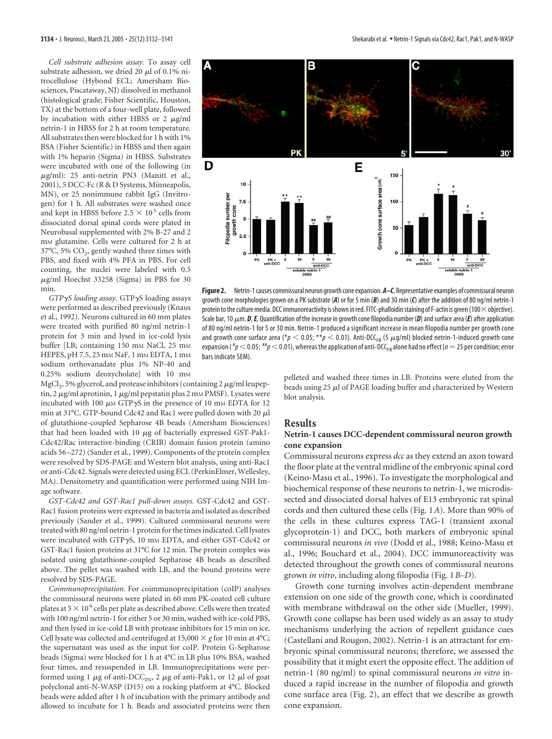*Cell substrate adhesion assay.* To assay cell substrate adhesion, we dried 20 μl of 0.1% nitrocellulose (Hybond ECL; Amersham Biosciences, Piscataway, NJ) dissolved in methanol (histological grade; Fisher Scientific, Houston, TX) at the bottom of a four-well plate, followed by incubation with either HBSS or 2 μg/ml netrin-1 in HBSS for 2 h at room temperature. All substrates then were blocked for 1 h with 1% BSA (Fisher Scientific) in HBSS and then again with 1% heparin (Sigma) in HBSS. Substrates were incubated with one of the following (in μg/ml): 25 anti-netrin PN3 (Manitt et al., 2001), 5 DCC-Fc (R & D Systems, Minneapolis, MN), or 25 nonimmune rabbit IgG (Invitrogen) for 1 h. All substrates were washed once and kept in HBSS before $2.5 \times 10^5$ cells from dissociated dorsal spinal cords were plated in Neurobasal supplemented with 2% B-27 and 2 mM glutamine. Cells were cultured for 2 h at 37°C, 5% $CO_2$, gently washed three times with PBS, and fixed with 4% PFA in PBS. For cell counting, the nuclei were labeled with 0.5 μg/ml Hoechst 33258 (Sigma) in PBS for 30 min.

*GTPγS loading assay.* GTPγS loading assays were performed as described previously (Knaus et al., 1992). Neurons cultured in 60 mm plates were treated with purified 80 ng/ml netrin-1 protein for 3 min and lysed in ice-cold lysis buffer [LB; containing 150 mM NaCl, 25 mM HEPES, pH 7.5, 25 mM NaF, 1 mM EDTA, 1 mM sodium orthovanadate plus 1% NP-40 and 0.25% sodium deoxycholate] with 10 mM $MgCl_2$, 5% glycerol, and protease inhibitors (containing 2 μg/ml leupeptin, 2 μg/ml aprotinin, 1 μg/ml pepstatin plus 2 mM PMSF). Lysates were incubated with 100 μM GTPγS in the presence of 10 mM EDTA for 12 min at 31°C. GTP-bound Cdc42 and Rac1 were pulled down with 20 μl of glutathione-coupled Sepharose 4B beads (Amersham Biosciences) that had been loaded with 10 μg of bacterially expressed GST-Pak1-Cdc42/Rac interactive-binding (CRIB) domain fusion protein (amino acids 56–272) (Sander et al., 1999). Components of the protein complex were resolved by SDS-PAGE and Western blot analysis, using anti-Rac1 or anti-Cdc42. Signals were detected using ECL (PerkinElmer, Wellesley, MA). Densitometry and quantification were performed using NIH Image software.

*GST-Cdc42 and GST-Rac1 pull-down assays.* GST-Cdc42 and GST-Rac1 fusion proteins were expressed in bacteria and isolated as described previously (Sander et al., 1999). Cultured commissural neurons were treated with 80 ng/ml netrin-1 protein for the times indicated. Cell lysates were incubated with GTPγS, 10 mM EDTA, and either GST-Cdc42 or GST-Rac1 fusion proteins at 31°C for 12 min. The protein complex was isolated using glutathione-coupled Sepharose 4B beads as described above. The pellet was washed with LB, and the bound proteins were resolved by SDS-PAGE.

*Coimmunoprecipitation.* For coimmunoprecipitation (coIP) analyses the commissural neurons were plated in 60 mm PK-coated cell culture plates at $5 \times 10^6$ cells per plate as described above. Cells were then treated with 100 ng/ml netrin-1 for either 5 or 30 min, washed with ice-cold PBS, and then lysed in ice-cold LB with protease inhibitors for 15 min on ice. Cell lysate was collected and centrifuged at $15{,}000 \times g$ for 10 min at 4°C; the supernatant was used as the input for coIP. Protein G-Sepharose beads (Sigma) were blocked for 1 h at 4°C in LB plus 10% BSA, washed four times, and resuspended in LB. Immunoprecipitations were performed using 1 μg of anti-$DCC_{IN}$, 2 μg of anti-Pak1, or 12 μl of goat polyclonal anti-N-WASP (D15) on a rocking platform at 4°C. Blocked beads were added after 1 h of incubation with the primary antibody and allowed to incubate for 1 h. Beads and associated proteins were then pelleted and washed three times in LB. Proteins were eluted from the beads using 25 μl of PAGE loading buffer and characterized by Western blot analysis.

**Figure 2.** Netrin-1 causes commissural neuron growth cone expansion. ***A–C***, Representative examples of commissural neuron growth cone morphologies grown on a PK substrate (***A***) or for 5 min (***B***) and 30 min (***C***) after the addition of 80 ng/ml netrin-1 protein to the culture media. DCC immunoreactivity is shown in red. FITC-phalloidin staining of F-actin is green (100× objective). Scale bar, 10 μm. ***D***, ***E***, Quantification of the increase in growth cone filopodia number (***D***) and surface area (***E***) after application of 80 ng/ml netrin-1 for 5 or 30 min. Netrin-1 produced a significant increase in mean filopodia number per growth cone and growth cone surface area ($^{*}p < 0.05$; $^{**}p < 0.01$). Anti-$DCC_{FB}$ (5 μg/ml) blocked netrin-1-induced growth cone expansion ($^{\#}p < 0.05$; $^{\#\#}p < 0.01$), whereas the application of anti-$DCC_{FB}$ alone had no effect ($n = 25$ per condition; error bars indicate SEM).

## Results

### Netrin-1 causes DCC-dependent commissural neuron growth cone expansion

Commissural neurons express *dcc* as they extend an axon toward the floor plate at the ventral midline of the embryonic spinal cord (Keino-Masu et al., 1996). To investigate the morphological and biochemical response of these neurons to netrin-1, we microdissected and dissociated dorsal halves of E13 embryonic rat spinal cords and then cultured these cells (Fig. 1*A*). More than 90% of the cells in these cultures express TAG-1 (transient axonal glycoprotein-1) and DCC, both markers of embryonic spinal commissural neurons *in vivo* (Dodd et al., 1988; Keino-Masu et al., 1996; Bouchard et al., 2004). DCC immunoreactivity was detected throughout the growth cones of commissural neurons grown *in vitro*, including along filopodia (Fig. 1*B–D*).

Growth cone turning involves actin-dependent membrane extension on one side of the growth cone, which is coordinated with membrane withdrawal on the other side (Mueller, 1999). Growth cone collapse has been used widely as an assay to study mechanisms underlying the action of repellent guidance cues (Castellani and Rougon, 2002). Netrin-1 is an attractant for embryonic spinal commissural neurons; therefore, we assessed the possibility that it might exert the opposite effect. The addition of netrin-1 (80 ng/ml) to spinal commissural neurons *in vitro* induced a rapid increase in the number of filopodia and growth cone surface area (Fig. 2), an effect that we describe as growth cone expansion.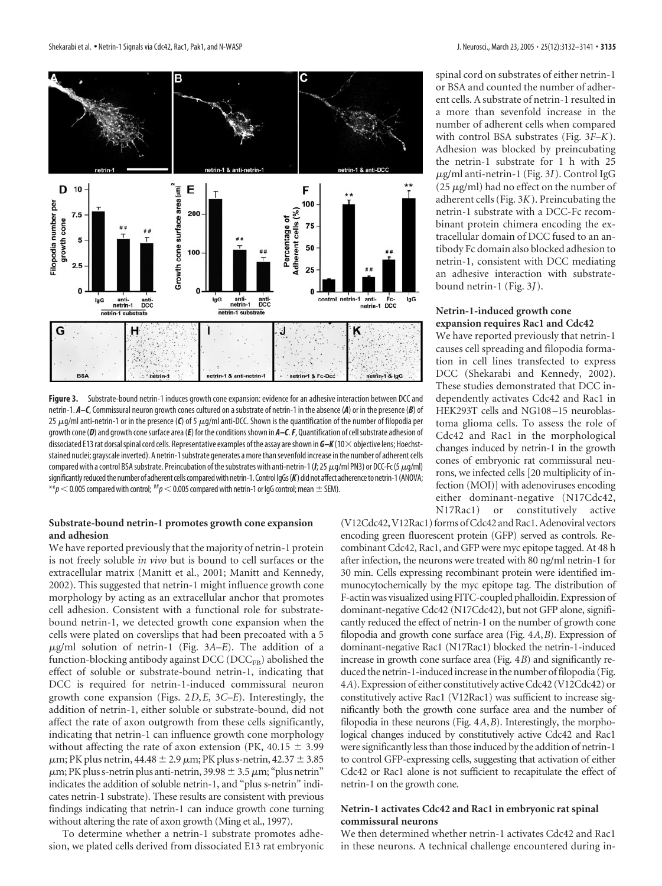**Figure 3.** Substrate-bound netrin-1 induces growth cone expansion: evidence for an adhesive interaction between DCC and netrin-1. ***A–C***, Commissural neuron growth cones cultured on a substrate of netrin-1 in the absence (***A***) or in the presence (***B***) of 25 μg/ml anti-netrin-1 or in the presence (***C***) of 5 μg/ml anti-DCC. Shown is the quantification of the number of filopodia per growth cone (***D***) and growth cone surface area (***E***) for the conditions shown in ***A–C***. ***F***, Quantification of cell substrate adhesion of dissociated E13 rat dorsal spinal cord cells. Representative examples of the assay are shown in ***G–K*** (10× objective lens; Hoechst-stained nuclei; grayscale inverted). A netrin-1 substrate generates a more than sevenfold increase in the number of adherent cells compared with a control BSA substrate. Preincubation of the substrates with anti-netrin-1 (***I***; 25 μg/ml PN3) or DCC-Fc (5 μg/ml) significantly reduced the number of adherent cells compared with netrin-1. Control IgGs (***K***) did not affect adherence to netrin-1 (ANOVA; $^{**}p < 0.005$ compared with control; $^{\#\#}p < 0.005$ compared with netrin-1 or IgG control; mean ± SEM).

### Substrate-bound netrin-1 promotes growth cone expansion and adhesion

We have reported previously that the majority of netrin-1 protein is not freely soluble *in vivo* but is bound to cell surfaces or the extracellular matrix (Manitt et al., 2001; Manitt and Kennedy, 2002). This suggested that netrin-1 might influence growth cone morphology by acting as an extracellular anchor that promotes cell adhesion. Consistent with a functional role for substrate-bound netrin-1, we detected growth cone expansion when the cells were plated on coverslips that had been precoated with a 5 μg/ml solution of netrin-1 (Fig. 3*A–E*). The addition of a function-blocking antibody against DCC ($DCC_{FB}$) abolished the effect of soluble or substrate-bound netrin-1, indicating that DCC is required for netrin-1-induced commissural neuron growth cone expansion (Figs. 2*D*,*E*, 3*C–E*). Interestingly, the addition of netrin-1, either soluble or substrate-bound, did not affect the rate of axon outgrowth from these cells significantly, indicating that netrin-1 can influence growth cone morphology without affecting the rate of axon extension (PK, 40.15 ± 3.99 μm; PK plus netrin, 44.48 ± 2.9 μm; PK plus s-netrin, 42.37 ± 3.85 μm; PK plus s-netrin plus anti-netrin, 39.98 ± 3.5 μm; "plus netrin" indicates the addition of soluble netrin-1, and "plus s-netrin" indicates netrin-1 substrate). These results are consistent with previous findings indicating that netrin-1 can induce growth cone turning without altering the rate of axon growth (Ming et al., 1997).

To determine whether a netrin-1 substrate promotes adhesion, we plated cells derived from dissociated E13 rat embryonic spinal cord on substrates of either netrin-1 or BSA and counted the number of adherent cells. A substrate of netrin-1 resulted in a more than sevenfold increase in the number of adherent cells when compared with control BSA substrates (Fig. 3*F–K*). Adhesion was blocked by preincubating the netrin-1 substrate for 1 h with 25 μg/ml anti-netrin-1 (Fig. 3*I*). Control IgG (25 μg/ml) had no effect on the number of adherent cells (Fig. 3*K*). Preincubating the netrin-1 substrate with a DCC-Fc recombinant protein chimera encoding the extracellular domain of DCC fused to an antibody Fc domain also blocked adhesion to netrin-1, consistent with DCC mediating an adhesive interaction with substrate-bound netrin-1 (Fig. 3*J*).

### Netrin-1-induced growth cone expansion requires Rac1 and Cdc42

We have reported previously that netrin-1 causes cell spreading and filopodia formation in cell lines transfected to express DCC (Shekarabi and Kennedy, 2002). These studies demonstrated that DCC independently activates Cdc42 and Rac1 in HEK293T cells and NG108–15 neuroblastoma glioma cells. To assess the role of Cdc42 and Rac1 in the morphological changes induced by netrin-1 in the growth cones of embryonic rat commissural neurons, we infected cells [20 multiplicity of infection (MOI)] with adenoviruses encoding either dominant-negative (N17Cdc42, N17Rac1) or constitutively active (V12Cdc42, V12Rac1) forms of Cdc42 and Rac1. Adenoviral vectors encoding green fluorescent protein (GFP) served as controls. Recombinant Cdc42, Rac1, and GFP were myc epitope tagged. At 48 h after infection, the neurons were treated with 80 ng/ml netrin-1 for 30 min. Cells expressing recombinant protein were identified immunocytochemically by the myc epitope tag. The distribution of F-actin was visualized using FITC-coupled phalloidin. Expression of dominant-negative Cdc42 (N17Cdc42), but not GFP alone, significantly reduced the effect of netrin-1 on the number of growth cone filopodia and growth cone surface area (Fig. 4*A*,*B*). Expression of dominant-negative Rac1 (N17Rac1) blocked the netrin-1-induced increase in growth cone surface area (Fig. 4*B*) and significantly reduced the netrin-1-induced increase in the number of filopodia (Fig. 4*A*). Expression of either constitutively active Cdc42 (V12Cdc42) or constitutively active Rac1 (V12Rac1) was sufficient to increase significantly both the growth cone surface area and the number of filopodia in these neurons (Fig. 4*A*,*B*). Interestingly, the morphological changes induced by constitutively active Cdc42 and Rac1 were significantly less than those induced by the addition of netrin-1 to control GFP-expressing cells, suggesting that activation of either Cdc42 or Rac1 alone is not sufficient to recapitulate the effect of netrin-1 on the growth cone.

### Netrin-1 activates Cdc42 and Rac1 in embryonic rat spinal commissural neurons

We then determined whether netrin-1 activates Cdc42 and Rac1 in these neurons. A technical challenge encountered during in-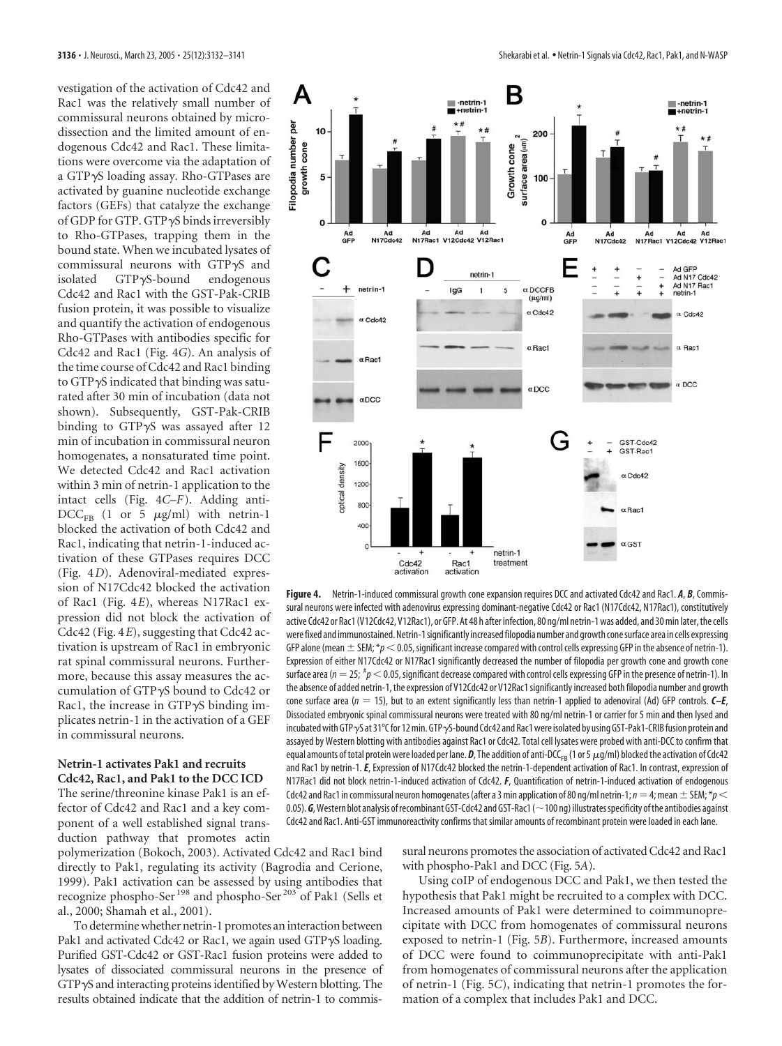vestigation of the activation of Cdc42 and Rac1 was the relatively small number of commissural neurons obtained by microdissection and the limited amount of endogenous Cdc42 and Rac1. These limitations were overcome via the adaptation of a GTPγS loading assay. Rho-GTPases are activated by guanine nucleotide exchange factors (GEFs) that catalyze the exchange of GDP for GTP. GTPγS binds irreversibly to Rho-GTPases, trapping them in the bound state. When we incubated lysates of commissural neurons with GTPγS and isolated GTPγS-bound endogenous Cdc42 and Rac1 with the GST-Pak-CRIB fusion protein, it was possible to visualize and quantify the activation of endogenous Rho-GTPases with antibodies specific for Cdc42 and Rac1 (Fig. 4*G*). An analysis of the time course of Cdc42 and Rac1 binding to GTPγS indicated that binding was saturated after 30 min of incubation (data not shown). Subsequently, GST-Pak-CRIB binding to GTPγS was assayed after 12 min of incubation in commissural neuron homogenates, a nonsaturated time point. We detected Cdc42 and Rac1 activation within 3 min of netrin-1 application to the intact cells (Fig. 4*C–F*). Adding anti-$DCC_{FB}$ (1 or 5 μg/ml) with netrin-1 blocked the activation of both Cdc42 and Rac1, indicating that netrin-1-induced activation of these GTPases requires DCC (Fig. 4*D*). Adenoviral-mediated expression of N17Cdc42 blocked the activation of Rac1 (Fig. 4*E*), whereas N17Rac1 expression did not block the activation of Cdc42 (Fig. 4*E*), suggesting that Cdc42 activation is upstream of Rac1 in embryonic rat spinal commissural neurons. Furthermore, because this assay measures the accumulation of GTPγS bound to Cdc42 or Rac1, the increase in GTPγS binding implicates netrin-1 in the activation of a GEF in commissural neurons.

### Netrin-1 activates Pak1 and recruits Cdc42, Rac1, and Pak1 to the DCC ICD

The serine/threonine kinase Pak1 is an effector of Cdc42 and Rac1 and a key component of a well established signal transduction pathway that promotes actin polymerization (Bokoch, 2003). Activated Cdc42 and Rac1 bind directly to Pak1, regulating its activity (Bagrodia and Cerione, 1999). Pak1 activation can be assessed by using antibodies that recognize phospho-$Ser^{198}$ and phospho-$Ser^{203}$ of Pak1 (Sells et al., 2000; Shamah et al., 2001).

To determine whether netrin-1 promotes an interaction between Pak1 and activated Cdc42 or Rac1, we again used GTPγS loading. Purified GST-Cdc42 or GST-Rac1 fusion proteins were added to lysates of dissociated commissural neurons in the presence of GTPγS and interacting proteins identified by Western blotting. The results obtained indicate that the addition of netrin-1 to commissural neurons promotes the association of activated Cdc42 and Rac1 with phospho-Pak1 and DCC (Fig. 5*A*).

Using coIP of endogenous DCC and Pak1, we then tested the hypothesis that Pak1 might be recruited to a complex with DCC. Increased amounts of Pak1 were determined to coimmunoprecipitate with DCC from homogenates of commissural neurons exposed to netrin-1 (Fig. 5*B*). Furthermore, increased amounts of DCC were found to coimmunoprecipitate with anti-Pak1 from homogenates of commissural neurons after the application of netrin-1 (Fig. 5*C*), indicating that netrin-1 promotes the formation of a complex that includes Pak1 and DCC.

**Figure 4.** Netrin-1-induced commissural growth cone expansion requires DCC and activated Cdc42 and Rac1. ***A***, ***B***, Commissural neurons were infected with adenovirus expressing dominant-negative Cdc42 or Rac1 (N17Cdc42, N17Rac1), constitutively active Cdc42 or Rac1 (V12Cdc42, V12Rac1), or GFP. At 48 h after infection, 80 ng/ml netrin-1 was added, and 30 min later, the cells were fixed and immunostained. Netrin-1 significantly increased filopodia number and growth cone surface area in cells expressing GFP alone (mean ± SEM; \*$p < 0.05$, significant increase compared with control cells expressing GFP in the absence of netrin-1). Expression of either N17Cdc42 or N17Rac1 significantly decreased the number of filopodia per growth cone and growth cone surface area ($n = 25$; #$p < 0.05$, significant decrease compared with control cells expressing GFP in the presence of netrin-1). In the absence of added netrin-1, the expression of V12Cdc42 or V12Rac1 significantly increased both filopodia number and growth cone surface area ($n = 15$), but to an extent significantly less than netrin-1 applied to adenoviral (Ad) GFP controls. ***C–E***, Dissociated embryonic spinal commissural neurons were treated with 80 ng/ml netrin-1 or carrier for 5 min and then lysed and incubated with GTPγS at 31°C for 12 min. GTPγS-bound Cdc42 and Rac1 were isolated by using GST-Pak1-CRIB fusion protein and assayed by Western blotting with antibodies against Rac1 or Cdc42. Total cell lysates were probed with anti-DCC to confirm that equal amounts of total protein were loaded per lane. ***D***, The addition of anti-$DCC_{FB}$ (1 or 5 μg/ml) blocked the activation of Cdc42 and Rac1 by netrin-1. ***E***, Expression of N17Cdc42 blocked the netrin-1-dependent activation of Rac1. In contrast, expression of N17Rac1 did not block netrin-1-induced activation of Cdc42. ***F***, Quantification of netrin-1-induced activation of endogenous Cdc42 and Rac1 in commissural neuron homogenates (after a 3 min application of 80 ng/ml netrin-1; $n = 4$; mean ± SEM; \*$p < 0.05$). ***G***, Western blot analysis of recombinant GST-Cdc42 and GST-Rac1 (~100 ng) illustrates specificity of the antibodies against Cdc42 and Rac1. Anti-GST immunoreactivity confirms that similar amounts of recombinant protein were loaded in each lane.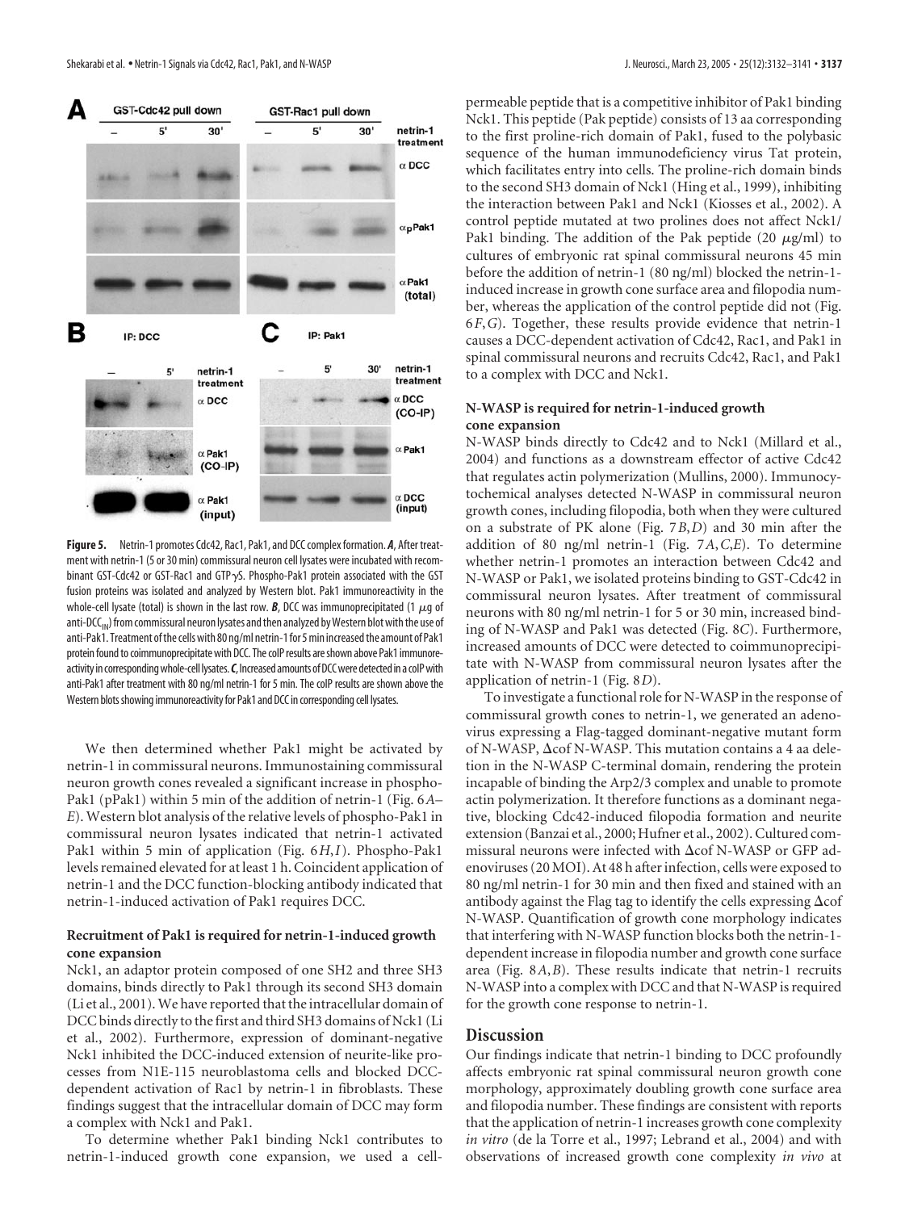**Figure 5.** Netrin-1 promotes Cdc42, Rac1, Pak1, and DCC complex formation. ***A***, After treatment with netrin-1 (5 or 30 min) commissural neuron cell lysates were incubated with recombinant GST-Cdc42 or GST-Rac1 and GTPγS. Phospho-Pak1 protein associated with the GST fusion proteins was isolated and analyzed by Western blot. Pak1 immunoreactivity in the whole-cell lysate (total) is shown in the last row. ***B***, DCC was immunoprecipitated (1 μg of anti-$DCC_{IN}$) from commissural neuron lysates and then analyzed by Western blot with the use of anti-Pak1. Treatment of the cells with 80 ng/ml netrin-1 for 5 min increased the amount of Pak1 protein found to coimmunoprecipitate with DCC. The coIP results are shown above Pak1 immunoreactivity in corresponding whole-cell lysates. ***C***, Increased amounts of DCC were detected in a coIP with anti-Pak1 after treatment with 80 ng/ml netrin-1 for 5 min. The coIP results are shown above the Western blots showing immunoreactivity for Pak1 and DCC in corresponding cell lysates.

We then determined whether Pak1 might be activated by netrin-1 in commissural neurons. Immunostaining commissural neuron growth cones revealed a significant increase in phospho-Pak1 (pPak1) within 5 min of the addition of netrin-1 (Fig. 6*A–E*). Western blot analysis of the relative levels of phospho-Pak1 in commissural neuron lysates indicated that netrin-1 activated Pak1 within 5 min of application (Fig. 6*H*,*I*). Phospho-Pak1 levels remained elevated for at least 1 h. Coincident application of netrin-1 and the DCC function-blocking antibody indicated that netrin-1-induced activation of Pak1 requires DCC.

### Recruitment of Pak1 is required for netrin-1-induced growth cone expansion

Nck1, an adaptor protein composed of one SH2 and three SH3 domains, binds directly to Pak1 through its second SH3 domain (Li et al., 2001). We have reported that the intracellular domain of DCC binds directly to the first and third SH3 domains of Nck1 (Li et al., 2002). Furthermore, expression of dominant-negative Nck1 inhibited the DCC-induced extension of neurite-like processes from N1E-115 neuroblastoma cells and blocked DCC-dependent activation of Rac1 by netrin-1 in fibroblasts. These findings suggest that the intracellular domain of DCC may form a complex with Nck1 and Pak1.

To determine whether Pak1 binding Nck1 contributes to netrin-1-induced growth cone expansion, we used a cell-permeable peptide that is a competitive inhibitor of Pak1 binding Nck1. This peptide (Pak peptide) consists of 13 aa corresponding to the first proline-rich domain of Pak1, fused to the polybasic sequence of the human immunodeficiency virus Tat protein, which facilitates entry into cells. The proline-rich domain binds to the second SH3 domain of Nck1 (Hing et al., 1999), inhibiting the interaction between Pak1 and Nck1 (Kiosses et al., 2002). A control peptide mutated at two prolines does not affect Nck1/Pak1 binding. The addition of the Pak peptide (20 μg/ml) to cultures of embryonic rat spinal commissural neurons 45 min before the addition of netrin-1 (80 ng/ml) blocked the netrin-1-induced increase in growth cone surface area and filopodia number, whereas the application of the control peptide did not (Fig. 6*F*,*G*). Together, these results provide evidence that netrin-1 causes a DCC-dependent activation of Cdc42, Rac1, and Pak1 in spinal commissural neurons and recruits Cdc42, Rac1, and Pak1 to a complex with DCC and Nck1.

### N-WASP is required for netrin-1-induced growth cone expansion

N-WASP binds directly to Cdc42 and to Nck1 (Millard et al., 2004) and functions as a downstream effector of active Cdc42 that regulates actin polymerization (Mullins, 2000). Immunocytochemical analyses detected N-WASP in commissural neuron growth cones, including filopodia, both when they were cultured on a substrate of PK alone (Fig. 7*B*,*D*) and 30 min after the addition of 80 ng/ml netrin-1 (Fig. 7*A*,*C*,*E*). To determine whether netrin-1 promotes an interaction between Cdc42 and N-WASP or Pak1, we isolated proteins binding to GST-Cdc42 in commissural neuron lysates. After treatment of commissural neurons with 80 ng/ml netrin-1 for 5 or 30 min, increased binding of N-WASP and Pak1 was detected (Fig. 8*C*). Furthermore, increased amounts of DCC were detected to coimmunoprecipitate with N-WASP from commissural neuron lysates after the application of netrin-1 (Fig. 8*D*).

To investigate a functional role for N-WASP in the response of commissural growth cones to netrin-1, we generated an adenovirus expressing a Flag-tagged dominant-negative mutant form of N-WASP, Δcof N-WASP. This mutation contains a 4 aa deletion in the N-WASP C-terminal domain, rendering the protein incapable of binding the Arp2/3 complex and unable to promote actin polymerization. It therefore functions as a dominant negative, blocking Cdc42-induced filopodia formation and neurite extension (Banzai et al., 2000; Hufner et al., 2002). Cultured commissural neurons were infected with Δcof N-WASP or GFP adenoviruses (20 MOI). At 48 h after infection, cells were exposed to 80 ng/ml netrin-1 for 30 min and then fixed and stained with an antibody against the Flag tag to identify the cells expressing Δcof N-WASP. Quantification of growth cone morphology indicates that interfering with N-WASP function blocks both the netrin-1-dependent increase in filopodia number and growth cone surface area (Fig. 8*A*,*B*). These results indicate that netrin-1 recruits N-WASP into a complex with DCC and that N-WASP is required for the growth cone response to netrin-1.

## Discussion

Our findings indicate that netrin-1 binding to DCC profoundly affects embryonic rat spinal commissural neuron growth cone morphology, approximately doubling growth cone surface area and filopodia number. These findings are consistent with reports that the application of netrin-1 increases growth cone complexity *in vitro* (de la Torre et al., 1997; Lebrand et al., 2004) and with observations of increased growth cone complexity *in vivo* at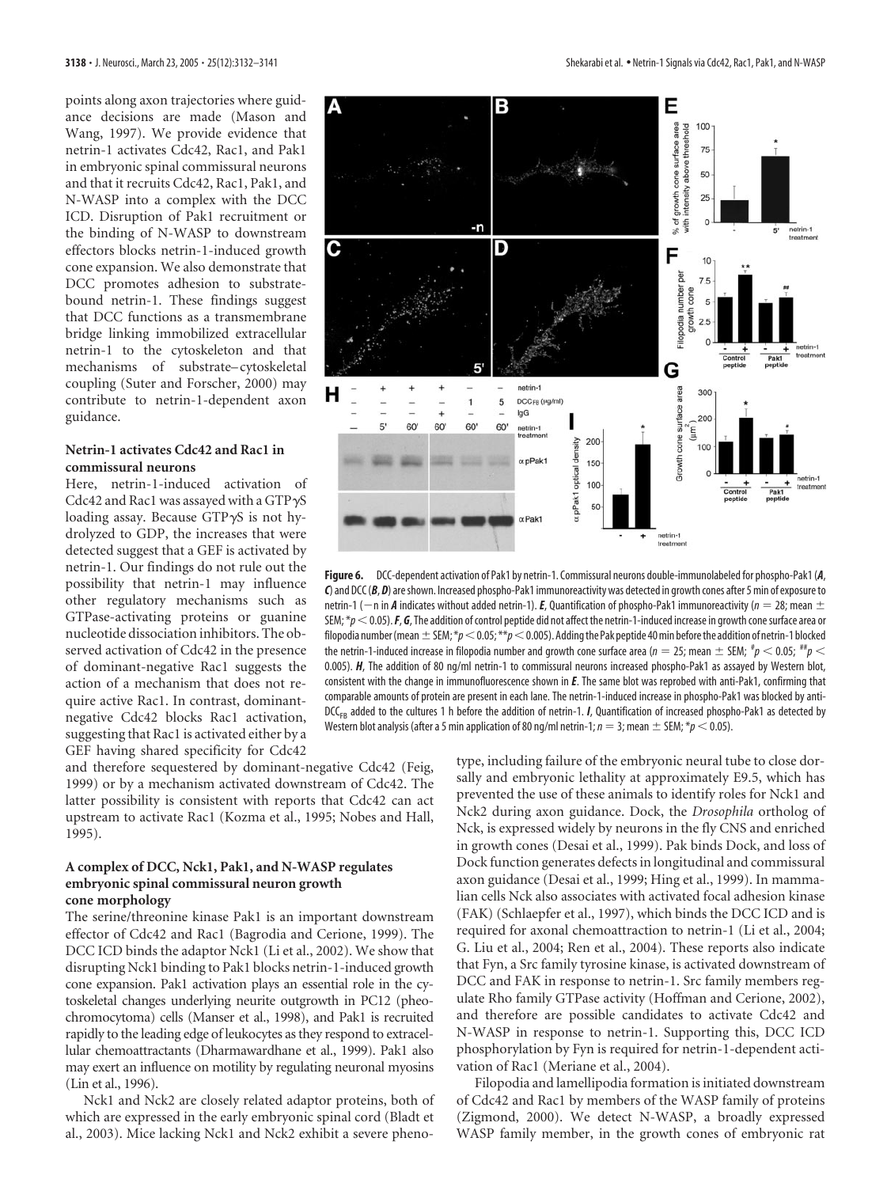points along axon trajectories where guidance decisions are made (Mason and Wang, 1997). We provide evidence that netrin-1 activates Cdc42, Rac1, and Pak1 in embryonic spinal commissural neurons and that it recruits Cdc42, Rac1, Pak1, and N-WASP into a complex with the DCC ICD. Disruption of Pak1 recruitment or the binding of N-WASP to downstream effectors blocks netrin-1-induced growth cone expansion. We also demonstrate that DCC promotes adhesion to substrate-bound netrin-1. These findings suggest that DCC functions as a transmembrane bridge linking immobilized extracellular netrin-1 to the cytoskeleton and that mechanisms of substrate–cytoskeletal coupling (Suter and Forscher, 2000) may contribute to netrin-1-dependent axon guidance.

### Netrin-1 activates Cdc42 and Rac1 in commissural neurons

Here, netrin-1-induced activation of Cdc42 and Rac1 was assayed with a GTPγS loading assay. Because GTPγS is not hydrolyzed to GDP, the increases that were detected suggest that a GEF is activated by netrin-1. Our findings do not rule out the possibility that netrin-1 may influence other regulatory mechanisms such as GTPase-activating proteins or guanine nucleotide dissociation inhibitors. The observed activation of Cdc42 in the presence of dominant-negative Rac1 suggests the action of a mechanism that does not require active Rac1. In contrast, dominant-negative Cdc42 blocks Rac1 activation, suggesting that Rac1 is activated either by a GEF having shared specificity for Cdc42 and therefore sequestered by dominant-negative Cdc42 (Feig, 1999) or by a mechanism activated downstream of Cdc42. The latter possibility is consistent with reports that Cdc42 can act upstream to activate Rac1 (Kozma et al., 1995; Nobes and Hall, 1995).

### A complex of DCC, Nck1, Pak1, and N-WASP regulates embryonic spinal commissural neuron growth cone morphology

The serine/threonine kinase Pak1 is an important downstream effector of Cdc42 and Rac1 (Bagrodia and Cerione, 1999). The DCC ICD binds the adaptor Nck1 (Li et al., 2002). We show that disrupting Nck1 binding to Pak1 blocks netrin-1-induced growth cone expansion. Pak1 activation plays an essential role in the cytoskeletal changes underlying neurite outgrowth in PC12 (pheochromocytoma) cells (Manser et al., 1998), and Pak1 is recruited rapidly to the leading edge of leukocytes as they respond to extracellular chemoattractants (Dharmawardhane et al., 1999). Pak1 also may exert an influence on motility by regulating neuronal myosins (Lin et al., 1996).

Nck1 and Nck2 are closely related adaptor proteins, both of which are expressed in the early embryonic spinal cord (Bladt et al., 2003). Mice lacking Nck1 and Nck2 exhibit a severe phenotype, including failure of the embryonic neural tube to close dorsally and embryonic lethality at approximately E9.5, which has prevented the use of these animals to identify roles for Nck1 and Nck2 during axon guidance. Dock, the *Drosophila* ortholog of Nck, is expressed widely by neurons in the fly CNS and enriched in growth cones (Desai et al., 1999). Pak binds Dock, and loss of Dock function generates defects in longitudinal and commissural axon guidance (Desai et al., 1999; Hing et al., 1999). In mammalian cells Nck also associates with activated focal adhesion kinase (FAK) (Schlaepfer et al., 1997), which binds the DCC ICD and is required for axonal chemoattraction to netrin-1 (Li et al., 2004; G. Liu et al., 2004; Ren et al., 2004). These reports also indicate that Fyn, a Src family tyrosine kinase, is activated downstream of DCC and FAK in response to netrin-1. Src family members regulate Rho family GTPase activity (Hoffman and Cerione, 2002), and therefore are possible candidates to activate Cdc42 and N-WASP in response to netrin-1. Supporting this, DCC ICD phosphorylation by Fyn is required for netrin-1-dependent activation of Rac1 (Meriane et al., 2004).

Filopodia and lamellipodia formation is initiated downstream of Cdc42 and Rac1 by members of the WASP family of proteins (Zigmond, 2000). We detect N-WASP, a broadly expressed WASP family member, in the growth cones of embryonic rat

**Figure 6.** DCC-dependent activation of Pak1 by netrin-1. Commissural neurons double-immunolabeled for phospho-Pak1 (***A***, ***C***) and DCC (***B***, ***D***) are shown. Increased phospho-Pak1 immunoreactivity was detected in growth cones after 5 min of exposure to netrin-1 (−n in ***A*** indicates without added netrin-1). ***E***, Quantification of phospho-Pak1 immunoreactivity ($n = 28$; mean ± SEM; $*p < 0.05$). ***F***, ***G***, The addition of control peptide did not affect the netrin-1-induced increase in growth cone surface area or filopodia number (mean ± SEM; $*p < 0.05$; $**p < 0.005$). Adding the Pak peptide 40 min before the addition of netrin-1 blocked the netrin-1-induced increase in filopodia number and growth cone surface area ($n = 25$; mean ± SEM; $^{\#}p < 0.05$; $^{\#\#}p < 0.005$). ***H***, The addition of 80 ng/ml netrin-1 to commissural neurons increased phospho-Pak1 as assayed by Western blot, consistent with the change in immunofluorescence shown in ***E***. The same blot was reprobed with anti-Pak1, confirming that comparable amounts of protein are present in each lane. The netrin-1-induced increase in phospho-Pak1 was blocked by anti-$DCC_{FB}$ added to the cultures 1 h before the addition of netrin-1. ***I***, Quantification of increased phospho-Pak1 as detected by Western blot analysis (after a 5 min application of 80 ng/ml netrin-1; $n = 3$; mean ± SEM; $*p < 0.05$).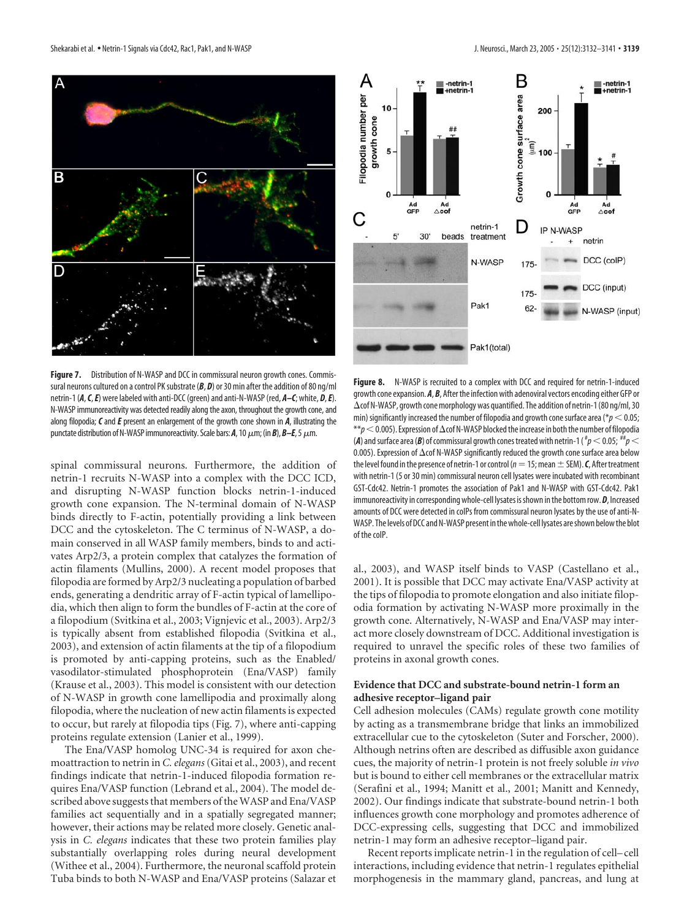**Figure 7.** Distribution of N-WASP and DCC in commissural neuron growth cones. Commissural neurons cultured on a control PK substrate (***B***, ***D***) or 30 min after the addition of 80 ng/ml netrin-1 (***A***, ***C***, ***E***) were labeled with anti-DCC (green) and anti-N-WASP (red, ***A–C***; white, ***D***, ***E***). N-WASP immunoreactivity was detected readily along the axon, throughout the growth cone, and along filopodia; ***C*** and ***E*** present an enlargement of the growth cone shown in ***A***, illustrating the punctate distribution of N-WASP immunoreactivity. Scale bars: ***A***, 10 $\mu$m; (in ***B***), ***B–E***, 5 $\mu$m.

**Figure 8.** N-WASP is recruited to a complex with DCC and required for netrin-1-induced growth cone expansion. ***A***, ***B***, After the infection with adenoviral vectors encoding either GFP or ΔcofN-WASP, growth cone morphology was quantified. The addition of netrin-1 (80 ng/ml, 30 min) significantly increased the number of filopodia and growth cone surface area (*$p < 0.05$; **$p < 0.005$). Expression of ΔcofN-WASP blocked the increase in both the number of filopodia (***A***) and surface area (***B***) of commissural growth cones treated with netrin-1 (#$p < 0.05$; ##$p < 0.005$). Expression of ΔcofN-WASP significantly reduced the growth cone surface area below the level found in the presence of netrin-1 or control ($n = 15$; mean ± SEM). ***C***, After treatment with netrin-1 (5 or 30 min) commissural neuron cell lysates were incubated with recombinant GST-Cdc42. Netrin-1 promotes the association of Pak1 and N-WASP with GST-Cdc42. Pak1 immunoreactivity in corresponding whole-cell lysates is shown in the bottom row. ***D***, Increased amounts of DCC were detected in coIPs from commissural neuron lysates by the use of anti-N-WASP. The levels of DCC and N-WASP present in the whole-cell lysates are shown below the blot of the coIP.

spinal commissural neurons. Furthermore, the addition of netrin-1 recruits N-WASP into a complex with the DCC ICD, and disrupting N-WASP function blocks netrin-1-induced growth cone expansion. The N-terminal domain of N-WASP binds directly to F-actin, potentially providing a link between DCC and the cytoskeleton. The C terminus of N-WASP, a domain conserved in all WASP family members, binds to and activates Arp2/3, a protein complex that catalyzes the formation of actin filaments (Mullins, 2000). A recent model proposes that filopodia are formed by Arp2/3 nucleating a population of barbed ends, generating a dendritic array of F-actin typical of lamellipodia, which then align to form the bundles of F-actin at the core of a filopodium (Svitkina et al., 2003; Vignjevic et al., 2003). Arp2/3 is typically absent from established filopodia (Svitkina et al., 2003), and extension of actin filaments at the tip of a filopodium is promoted by anti-capping proteins, such as the Enabled/vasodilator-stimulated phosphoprotein (Ena/VASP) family (Krause et al., 2003). This model is consistent with our detection of N-WASP in growth cone lamellipodia and proximally along filopodia, where the nucleation of new actin filaments is expected to occur, but rarely at filopodia tips (Fig. 7), where anti-capping proteins regulate extension (Lanier et al., 1999).

The Ena/VASP homolog UNC-34 is required for axon chemoattraction to netrin in *C. elegans* (Gitai et al., 2003), and recent findings indicate that netrin-1-induced filopodia formation requires Ena/VASP function (Lebrand et al., 2004). The model described above suggests that members of the WASP and Ena/VASP families act sequentially and in a spatially segregated manner; however, their actions may be related more closely. Genetic analysis in *C. elegans* indicates that these two protein families play substantially overlapping roles during neural development (Withee et al., 2004). Furthermore, the neuronal scaffold protein Tuba binds to both N-WASP and Ena/VASP proteins (Salazar et al., 2003), and WASP itself binds to VASP (Castellano et al., 2001). It is possible that DCC may activate Ena/VASP activity at the tips of filopodia to promote elongation and also initiate filopodia formation by activating N-WASP more proximally in the growth cone. Alternatively, N-WASP and Ena/VASP may interact more closely downstream of DCC. Additional investigation is required to unravel the specific roles of these two families of proteins in axonal growth cones.

### Evidence that DCC and substrate-bound netrin-1 form an adhesive receptor–ligand pair

Cell adhesion molecules (CAMs) regulate growth cone motility by acting as a transmembrane bridge that links an immobilized extracellular cue to the cytoskeleton (Suter and Forscher, 2000). Although netrins often are described as diffusible axon guidance cues, the majority of netrin-1 protein is not freely soluble *in vivo* but is bound to either cell membranes or the extracellular matrix (Serafini et al., 1994; Manitt et al., 2001; Manitt and Kennedy, 2002). Our findings indicate that substrate-bound netrin-1 both influences growth cone morphology and promotes adherence of DCC-expressing cells, suggesting that DCC and immobilized netrin-1 may form an adhesive receptor–ligand pair.

Recent reports implicate netrin-1 in the regulation of cell–cell interactions, including evidence that netrin-1 regulates epithelial morphogenesis in the mammary gland, pancreas, and lung at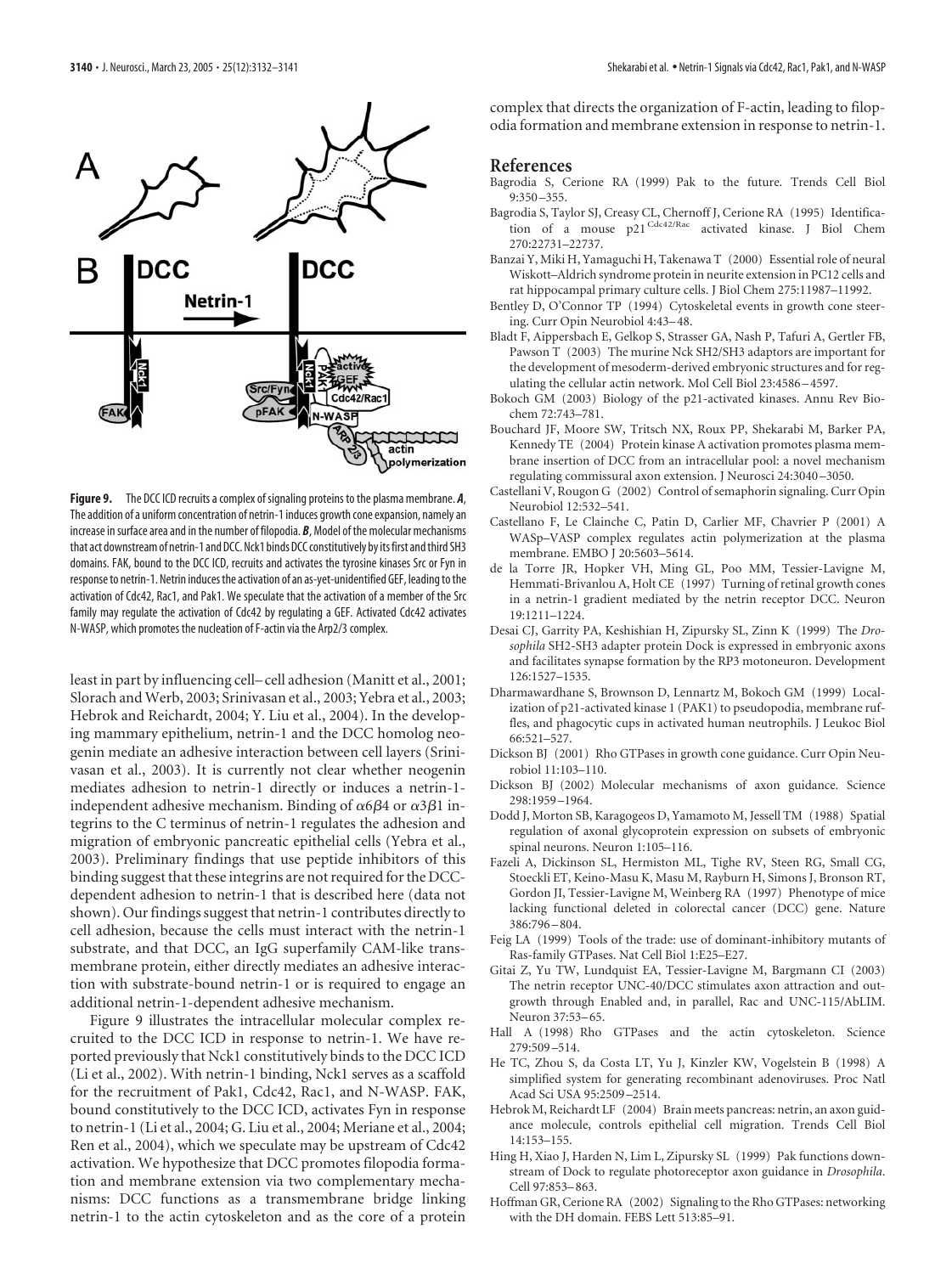**Figure 9.** The DCC ICD recruits a complex of signaling proteins to the plasma membrane. ***A***, The addition of a uniform concentration of netrin-1 induces growth cone expansion, namely an increase in surface area and in the number of filopodia. ***B***, Model of the molecular mechanisms that act downstream of netrin-1 and DCC. Nck1 binds DCC constitutively by its first and third SH3 domains. FAK, bound to the DCC ICD, recruits and activates the tyrosine kinases Src or Fyn in response to netrin-1. Netrin induces the activation of an as-yet-unidentified GEF, leading to the activation of Cdc42, Rac1, and Pak1. We speculate that the activation of a member of the Src family may regulate the activation of Cdc42 by regulating a GEF. Activated Cdc42 activates N-WASP, which promotes the nucleation of F-actin via the Arp2/3 complex.

least in part by influencing cell–cell adhesion (Manitt et al., 2001; Slorach and Werb, 2003; Srinivasan et al., 2003; Yebra et al., 2003; Hebrok and Reichardt, 2004; Y. Liu et al., 2004). In the developing mammary epithelium, netrin-1 and the DCC homolog neogenin mediate an adhesive interaction between cell layers (Srinivasan et al., 2003). It is currently not clear whether neogenin mediates adhesion to netrin-1 directly or induces a netrin-1-independent adhesive mechanism. Binding of $\alpha 6\beta 4$ or $\alpha 3\beta 1$ integrins to the C terminus of netrin-1 regulates the adhesion and migration of embryonic pancreatic epithelial cells (Yebra et al., 2003). Preliminary findings that use peptide inhibitors of this binding suggest that these integrins are not required for the DCC-dependent adhesion to netrin-1 that is described here (data not shown). Our findings suggest that netrin-1 contributes directly to cell adhesion, because the cells must interact with the netrin-1 substrate, and that DCC, an IgG superfamily CAM-like transmembrane protein, either directly mediates an adhesive interaction with substrate-bound netrin-1 or is required to engage an additional netrin-1-dependent adhesive mechanism.

Figure 9 illustrates the intracellular molecular complex recruited to the DCC ICD in response to netrin-1. We have reported previously that Nck1 constitutively binds to the DCC ICD (Li et al., 2002). With netrin-1 binding, Nck1 serves as a scaffold for the recruitment of Pak1, Cdc42, Rac1, and N-WASP. FAK, bound constitutively to the DCC ICD, activates Fyn in response to netrin-1 (Li et al., 2004; G. Liu et al., 2004; Meriane et al., 2004; Ren et al., 2004), which we speculate may be upstream of Cdc42 activation. We hypothesize that DCC promotes filopodia formation and membrane extension via two complementary mechanisms: DCC functions as a transmembrane bridge linking netrin-1 to the actin cytoskeleton and as the core of a protein complex that directs the organization of F-actin, leading to filopodia formation and membrane extension in response to netrin-1.

## References

Bagrodia S, Cerione RA (1999) Pak to the future. Trends Cell Biol 9:350–355.

Bagrodia S, Taylor SJ, Creasy CL, Chernoff J, Cerione RA (1995) Identification of a mouse $p21^{Cdc42/Rac}$ activated kinase. J Biol Chem 270:22731–22737.

Banzai Y, Miki H, Yamaguchi H, Takenawa T (2000) Essential role of neural Wiskott–Aldrich syndrome protein in neurite extension in PC12 cells and rat hippocampal primary culture cells. J Biol Chem 275:11987–11992.

Bentley D, O'Connor TP (1994) Cytoskeletal events in growth cone steering. Curr Opin Neurobiol 4:43–48.

Bladt F, Aippersbach E, Gelkop S, Strasser GA, Nash P, Tafuri A, Gertler FB, Pawson T (2003) The murine Nck SH2/SH3 adaptors are important for the development of mesoderm-derived embryonic structures and for regulating the cellular actin network. Mol Cell Biol 23:4586–4597.

Bokoch GM (2003) Biology of the p21-activated kinases. Annu Rev Biochem 72:743–781.

Bouchard JF, Moore SW, Tritsch NX, Roux PP, Shekarabi M, Barker PA, Kennedy TE (2004) Protein kinase A activation promotes plasma membrane insertion of DCC from an intracellular pool: a novel mechanism regulating commissural axon extension. J Neurosci 24:3040–3050.

Castellani V, Rougon G (2002) Control of semaphorin signaling. Curr Opin Neurobiol 12:532–541.

Castellano F, Le Clainche C, Patin D, Carlier MF, Chavrier P (2001) A WASp–VASP complex regulates actin polymerization at the plasma membrane. EMBO J 20:5603–5614.

de la Torre JR, Hopker VH, Ming GL, Poo MM, Tessier-Lavigne M, Hemmati-Brivanlou A, Holt CE (1997) Turning of retinal growth cones in a netrin-1 gradient mediated by the netrin receptor DCC. Neuron 19:1211–1224.

Desai CJ, Garrity PA, Keshishian H, Zipursky SL, Zinn K (1999) The *Drosophila* SH2-SH3 adapter protein Dock is expressed in embryonic axons and facilitates synapse formation by the RP3 motoneuron. Development 126:1527–1535.

Dharmawardhane S, Brownson D, Lennartz M, Bokoch GM (1999) Localization of p21-activated kinase 1 (PAK1) to pseudopodia, membrane ruffles, and phagocytic cups in activated human neutrophils. J Leukoc Biol 66:521–527.

Dickson BJ (2001) Rho GTPases in growth cone guidance. Curr Opin Neurobiol 11:103–110.

Dickson BJ (2002) Molecular mechanisms of axon guidance. Science 298:1959–1964.

Dodd J, Morton SB, Karagogeos D, Yamamoto M, Jessell TM (1988) Spatial regulation of axonal glycoprotein expression on subsets of embryonic spinal neurons. Neuron 1:105–116.

Fazeli A, Dickinson SL, Hermiston ML, Tighe RV, Steen RG, Small CG, Stoeckli ET, Keino-Masu K, Masu M, Rayburn H, Simons J, Bronson RT, Gordon JI, Tessier-Lavigne M, Weinberg RA (1997) Phenotype of mice lacking functional deleted in colorectal cancer (DCC) gene. Nature 386:796–804.

Feig LA (1999) Tools of the trade: use of dominant-inhibitory mutants of Ras-family GTPases. Nat Cell Biol 1:E25–E27.

Gitai Z, Yu TW, Lundquist EA, Tessier-Lavigne M, Bargmann CI (2003) The netrin receptor UNC-40/DCC stimulates axon attraction and outgrowth through Enabled and, in parallel, Rac and UNC-115/AbLIM. Neuron 37:53–65.

Hall A (1998) Rho GTPases and the actin cytoskeleton. Science 279:509–514.

He TC, Zhou S, da Costa LT, Yu J, Kinzler KW, Vogelstein B (1998) A simplified system for generating recombinant adenoviruses. Proc Natl Acad Sci USA 95:2509–2514.

Hebrok M, Reichardt LF (2004) Brain meets pancreas: netrin, an axon guidance molecule, controls epithelial cell migration. Trends Cell Biol 14:153–155.

Hing H, Xiao J, Harden N, Lim L, Zipursky SL (1999) Pak functions downstream of Dock to regulate photoreceptor axon guidance in *Drosophila*. Cell 97:853–863.

Hoffman GR, Cerione RA (2002) Signaling to the Rho GTPases: networking with the DH domain. FEBS Lett 513:85–91.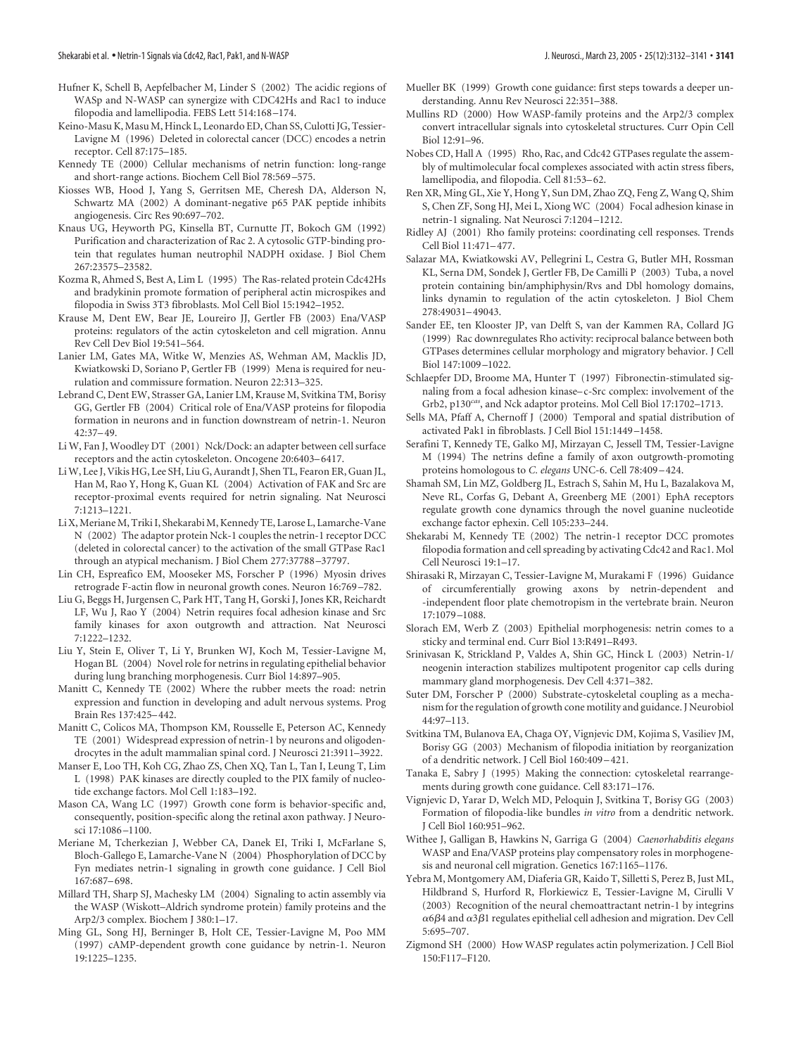Hufner K, Schell B, Aepfelbacher M, Linder S (2002) The acidic regions of WASp and N-WASP can synergize with CDC42Hs and Rac1 to induce filopodia and lamellipodia. FEBS Lett 514:168–174.

Keino-Masu K, Masu M, Hinck L, Leonardo ED, Chan SS, Culotti JG, Tessier-Lavigne M (1996) Deleted in colorectal cancer (DCC) encodes a netrin receptor. Cell 87:175–185.

Kennedy TE (2000) Cellular mechanisms of netrin function: long-range and short-range actions. Biochem Cell Biol 78:569–575.

Kiosses WB, Hood J, Yang S, Gerritsen ME, Cheresh DA, Alderson N, Schwartz MA (2002) A dominant-negative p65 PAK peptide inhibits angiogenesis. Circ Res 90:697–702.

Knaus UG, Heyworth PG, Kinsella BT, Curnutte JT, Bokoch GM (1992) Purification and characterization of Rac 2. A cytosolic GTP-binding protein that regulates human neutrophil NADPH oxidase. J Biol Chem 267:23575–23582.

Kozma R, Ahmed S, Best A, Lim L (1995) The Ras-related protein Cdc42Hs and bradykinin promote formation of peripheral actin microspikes and filopodia in Swiss 3T3 fibroblasts. Mol Cell Biol 15:1942–1952.

Krause M, Dent EW, Bear JE, Loureiro JJ, Gertler FB (2003) Ena/VASP proteins: regulators of the actin cytoskeleton and cell migration. Annu Rev Cell Dev Biol 19:541–564.

Lanier LM, Gates MA, Witke W, Menzies AS, Wehman AM, Macklis JD, Kwiatkowski D, Soriano P, Gertler FB (1999) Mena is required for neurulation and commissure formation. Neuron 22:313–325.

Lebrand C, Dent EW, Strasser GA, Lanier LM, Krause M, Svitkina TM, Borisy GG, Gertler FB (2004) Critical role of Ena/VASP proteins for filopodia formation in neurons and in function downstream of netrin-1. Neuron 42:37–49.

Li W, Fan J, Woodley DT (2001) Nck/Dock: an adapter between cell surface receptors and the actin cytoskeleton. Oncogene 20:6403–6417.

Li W, Lee J, Vikis HG, Lee SH, Liu G, Aurandt J, Shen TL, Fearon ER, Guan JL, Han M, Rao Y, Hong K, Guan KL (2004) Activation of FAK and Src are receptor-proximal events required for netrin signaling. Nat Neurosci 7:1213–1221.

Li X, Meriane M, Triki I, Shekarabi M, Kennedy TE, Larose L, Lamarche-Vane N (2002) The adaptor protein Nck-1 couples the netrin-1 receptor DCC (deleted in colorectal cancer) to the activation of the small GTPase Rac1 through an atypical mechanism. J Biol Chem 277:37788–37797.

Lin CH, Espreafico EM, Mooseker MS, Forscher P (1996) Myosin drives retrograde F-actin flow in neuronal growth cones. Neuron 16:769–782.

Liu G, Beggs H, Jurgensen C, Park HT, Tang H, Gorski J, Jones KR, Reichardt LF, Wu J, Rao Y (2004) Netrin requires focal adhesion kinase and Src family kinases for axon outgrowth and attraction. Nat Neurosci 7:1222–1232.

Liu Y, Stein E, Oliver T, Li Y, Brunken WJ, Koch M, Tessier-Lavigne M, Hogan BL (2004) Novel role for netrins in regulating epithelial behavior during lung branching morphogenesis. Curr Biol 14:897–905.

Manitt C, Kennedy TE (2002) Where the rubber meets the road: netrin expression and function in developing and adult nervous systems. Prog Brain Res 137:425–442.

Manitt C, Colicos MA, Thompson KM, Rousselle E, Peterson AC, Kennedy TE (2001) Widespread expression of netrin-1 by neurons and oligodendrocytes in the adult mammalian spinal cord. J Neurosci 21:3911–3922.

Manser E, Loo TH, Koh CG, Zhao ZS, Chen XQ, Tan L, Tan I, Leung T, Lim L (1998) PAK kinases are directly coupled to the PIX family of nucleotide exchange factors. Mol Cell 1:183–192.

Mason CA, Wang LC (1997) Growth cone form is behavior-specific and, consequently, position-specific along the retinal axon pathway. J Neurosci 17:1086–1100.

Meriane M, Tcherkezian J, Webber CA, Danek EI, Triki I, McFarlane S, Bloch-Gallego E, Lamarche-Vane N (2004) Phosphorylation of DCC by Fyn mediates netrin-1 signaling in growth cone guidance. J Cell Biol 167:687–698.

Millard TH, Sharp SJ, Machesky LM (2004) Signalling to actin assembly via the WASP (Wiskott–Aldrich syndrome protein) family proteins and the Arp2/3 complex. Biochem J 380:1–17.

Ming GL, Song HJ, Berninger B, Holt CE, Tessier-Lavigne M, Poo MM (1997) cAMP-dependent growth cone guidance by netrin-1. Neuron 19:1225–1235.

Mueller BK (1999) Growth cone guidance: first steps towards a deeper understanding. Annu Rev Neurosci 22:351–388.

Mullins RD (2000) How WASP-family proteins and the Arp2/3 complex convert intracellular signals into cytoskeletal structures. Curr Opin Cell Biol 12:91–96.

Nobes CD, Hall A (1995) Rho, Rac, and Cdc42 GTPases regulate the assembly of multimolecular focal complexes associated with actin stress fibers, lamellipodia, and filopodia. Cell 81:53–62.

Ren XR, Ming GL, Xie Y, Hong Y, Sun DM, Zhao ZQ, Feng Z, Wang Q, Shim S, Chen ZF, Song HJ, Mei L, Xiong WC (2004) Focal adhesion kinase in netrin-1 signaling. Nat Neurosci 7:1204–1212.

Ridley AJ (2001) Rho family proteins: coordinating cell responses. Trends Cell Biol 11:471–477.

Salazar MA, Kwiatkowski AV, Pellegrini L, Cestra G, Butler MH, Rossman KL, Serna DM, Sondek J, Gertler FB, De Camilli P (2003) Tuba, a novel protein containing bin/amphiphysin/Rvs and Dbl homology domains, links dynamin to regulation of the actin cytoskeleton. J Biol Chem 278:49031–49043.

Sander EE, ten Klooster JP, van Delft S, van der Kammen RA, Collard JG (1999) Rac downregulates Rho activity: reciprocal balance between both GTPases determines cellular morphology and migratory behavior. J Cell Biol 147:1009–1022.

Schlaepfer DD, Broome MA, Hunter T (1997) Fibronectin-stimulated signaling from a focal adhesion kinase–c-Src complex: involvement of the Grb2, p130$^{cas}$, and Nck adaptor proteins. Mol Cell Biol 17:1702–1713.

Sells MA, Pfaff A, Chernoff J (2000) Temporal and spatial distribution of activated Pak1 in fibroblasts. J Cell Biol 151:1449–1458.

Serafini T, Kennedy TE, Galko MJ, Mirzayan C, Jessell TM, Tessier-Lavigne M (1994) The netrins define a family of axon outgrowth-promoting proteins homologous to *C. elegans* UNC-6. Cell 78:409–424.

Shamah SM, Lin MZ, Goldberg JL, Estrach S, Sahin M, Hu L, Bazalakova M, Neve RL, Corfas G, Debant A, Greenberg ME (2001) EphA receptors regulate growth cone dynamics through the novel guanine nucleotide exchange factor ephexin. Cell 105:233–244.

Shekarabi M, Kennedy TE (2002) The netrin-1 receptor DCC promotes filopodia formation and cell spreading by activating Cdc42 and Rac1. Mol Cell Neurosci 19:1–17.

Shirasaki R, Mirzayan C, Tessier-Lavigne M, Murakami F (1996) Guidance of circumferentially growing axons by netrin-dependent and -independent floor plate chemotropism in the vertebrate brain. Neuron 17:1079–1088.

Slorach EM, Werb Z (2003) Epithelial morphogenesis: netrin comes to a sticky and terminal end. Curr Biol 13:R491–R493.

Srinivasan K, Strickland P, Valdes A, Shin GC, Hinck L (2003) Netrin-1/neogenin interaction stabilizes multipotent progenitor cap cells during mammary gland morphogenesis. Dev Cell 4:371–382.

Suter DM, Forscher P (2000) Substrate-cytoskeletal coupling as a mechanism for the regulation of growth cone motility and guidance. J Neurobiol 44:97–113.

Svitkina TM, Bulanova EA, Chaga OY, Vignjevic DM, Kojima S, Vasiliev JM, Borisy GG (2003) Mechanism of filopodia initiation by reorganization of a dendritic network. J Cell Biol 160:409–421.

Tanaka E, Sabry J (1995) Making the connection: cytoskeletal rearrangements during growth cone guidance. Cell 83:171–176.

Vignjevic D, Yarar D, Welch MD, Peloquin J, Svitkina T, Borisy GG (2003) Formation of filopodia-like bundles *in vitro* from a dendritic network. J Cell Biol 160:951–962.

Withee J, Galligan B, Hawkins N, Garriga G (2004) *Caenorhabditis elegans* WASP and Ena/VASP proteins play compensatory roles in morphogenesis and neuronal cell migration. Genetics 167:1165–1176.

Yebra M, Montgomery AM, Diaferia GR, Kaido T, Silletti S, Perez B, Just ML, Hildbrand S, Hurford R, Florkiewicz E, Tessier-Lavigne M, Cirulli V (2003) Recognition of the neural chemoattractant netrin-1 by integrins $\alpha6\beta4$ and $\alpha3\beta1$ regulates epithelial cell adhesion and migration. Dev Cell 5:695–707.

Zigmond SH (2000) How WASP regulates actin polymerization. J Cell Biol 150:F117–F120.